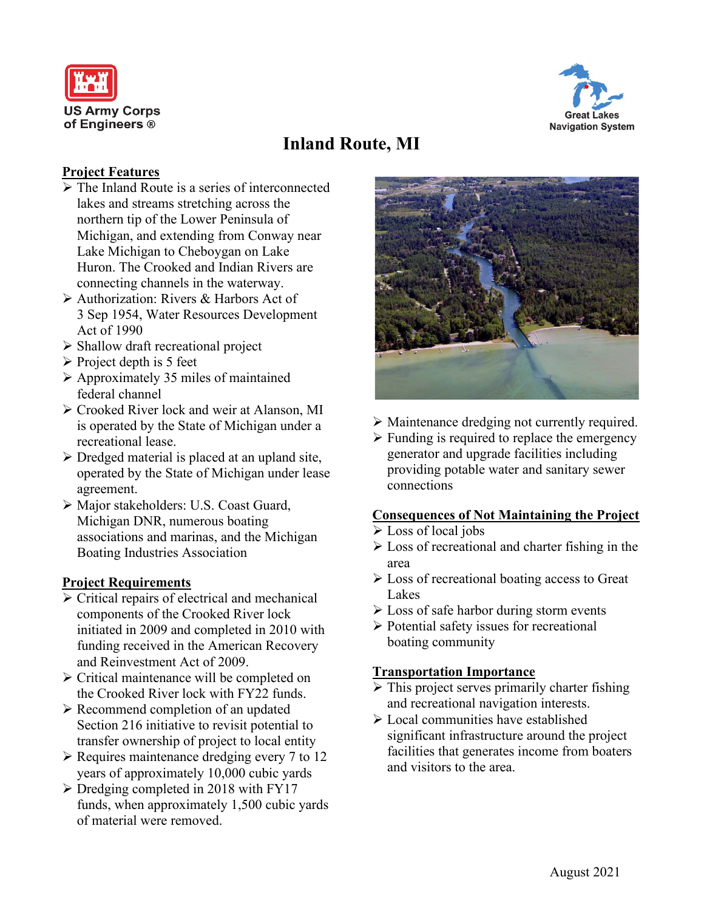US Army Corps of Engineers ®

Great Lakes Navigation System

# Inland Route, MI

## Project Features

- The Inland Route is a series of interconnected lakes and streams stretching across the northern tip of the Lower Peninsula of Michigan, and extending from Conway near Lake Michigan to Cheboygan on Lake Huron. The Crooked and Indian Rivers are connecting channels in the waterway.
- Authorization: Rivers & Harbors Act of 3 Sep 1954, Water Resources Development Act of 1990
- Shallow draft recreational project
- Project depth is 5 feet
- Approximately 35 miles of maintained federal channel
- Crooked River lock and weir at Alanson, MI is operated by the State of Michigan under a recreational lease.
- Dredged material is placed at an upland site, operated by the State of Michigan under lease agreement.
- Major stakeholders: U.S. Coast Guard, Michigan DNR, numerous boating associations and marinas, and the Michigan Boating Industries Association

## Project Requirements

- Critical repairs of electrical and mechanical components of the Crooked River lock initiated in 2009 and completed in 2010 with funding received in the American Recovery and Reinvestment Act of 2009.
- Critical maintenance will be completed on the Crooked River lock with FY22 funds.
- Recommend completion of an updated Section 216 initiative to revisit potential to transfer ownership of project to local entity
- Requires maintenance dredging every 7 to 12 years of approximately 10,000 cubic yards
- Dredging completed in 2018 with FY17 funds, when approximately 1,500 cubic yards of material were removed.
- Maintenance dredging not currently required.
- Funding is required to replace the emergency generator and upgrade facilities including providing potable water and sanitary sewer connections

## Consequences of Not Maintaining the Project

- Loss of local jobs
- Loss of recreational and charter fishing in the area
- Loss of recreational boating access to Great Lakes
- Loss of safe harbor during storm events
- Potential safety issues for recreational boating community

## Transportation Importance

- This project serves primarily charter fishing and recreational navigation interests.
- Local communities have established significant infrastructure around the project facilities that generates income from boaters and visitors to the area.

August 2021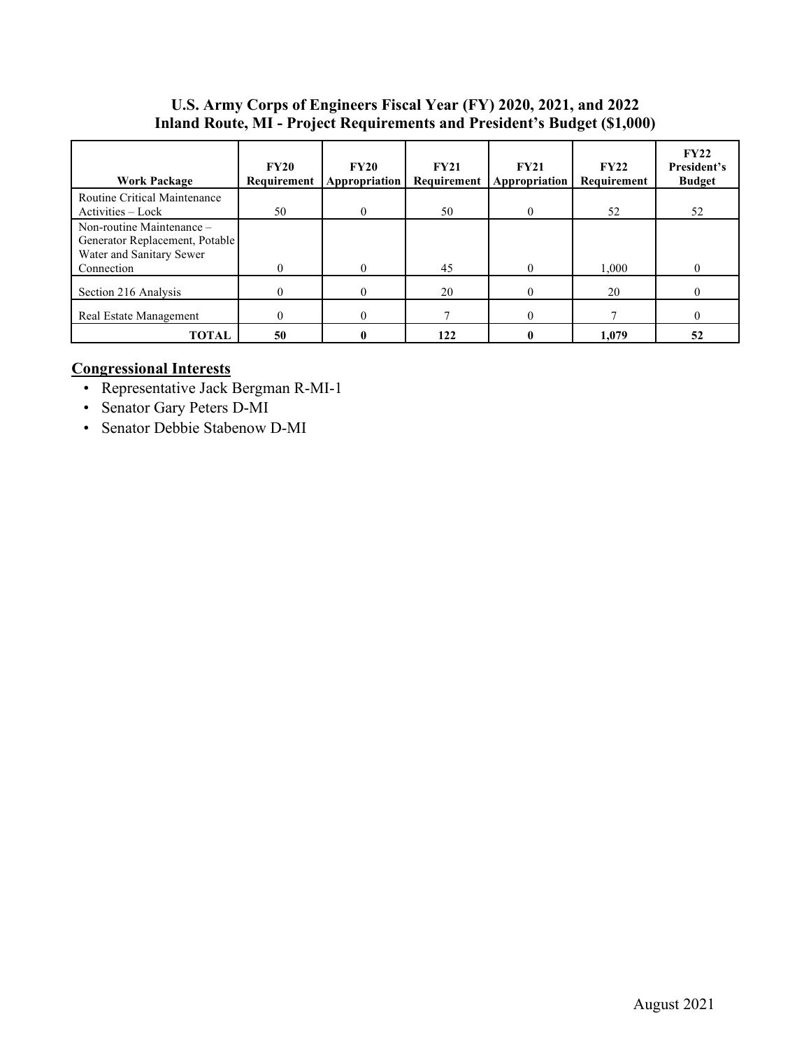**U.S. Army Corps of Engineers Fiscal Year (FY) 2020, 2021, and 2022**
**Inland Route, MI - Project Requirements and President's Budget ($1,000)**

| Work Package | FY20 Requirement | FY20 Appropriation | FY21 Requirement | FY21 Appropriation | FY22 Requirement | FY22 President's Budget |
|---|---|---|---|---|---|---|
| Routine Critical Maintenance Activities – Lock | 50 | 0 | 50 | 0 | 52 | 52 |
| Non-routine Maintenance – Generator Replacement, Potable Water and Sanitary Sewer Connection | 0 | 0 | 45 | 0 | 1,000 | 0 |
| Section 216 Analysis | 0 | 0 | 20 | 0 | 20 | 0 |
| Real Estate Management | 0 | 0 | 7 | 0 | 7 | 0 |
| **TOTAL** | **50** | **0** | **122** | **0** | **1,079** | **52** |

## Congressional Interests

- Representative Jack Bergman R-MI-1
- Senator Gary Peters D-MI
- Senator Debbie Stabenow D-MI

August 2021